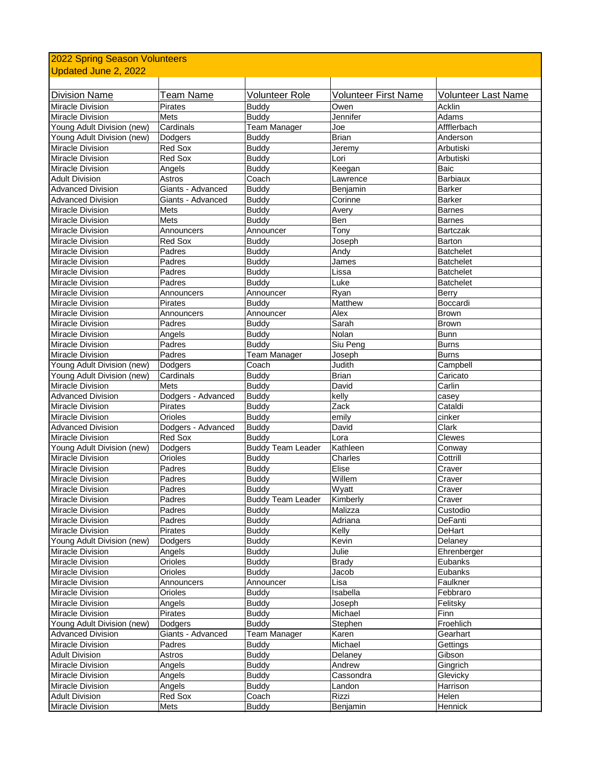# 2022 Spring Season Volunteers

Updated June 2, 2022

| Division Name | Team Name | Volunteer Role | Volunteer First Name | Volunteer Last Name |
|---|---|---|---|---|
| Miracle Division | Pirates | Buddy | Owen | Acklin |
| Miracle Division | Mets | Buddy | Jennifer | Adams |
| Young Adult Division (new) | Cardinals | Team Manager | Joe | Affflerbach |
| Young Adult Division (new) | Dodgers | Buddy | Brian | Anderson |
| Miracle Division | Red Sox | Buddy | Jeremy | Arbutiski |
| Miracle Division | Red Sox | Buddy | Lori | Arbutiski |
| Miracle Division | Angels | Buddy | Keegan | Baic |
| Adult Division | Astros | Coach | Lawrence | Barbiaux |
| Advanced Division | Giants - Advanced | Buddy | Benjamin | Barker |
| Advanced Division | Giants - Advanced | Buddy | Corinne | Barker |
| Miracle Division | Mets | Buddy | Avery | Barnes |
| Miracle Division | Mets | Buddy | Ben | Barnes |
| Miracle Division | Announcers | Announcer | Tony | Bartczak |
| Miracle Division | Red Sox | Buddy | Joseph | Barton |
| Miracle Division | Padres | Buddy | Andy | Batchelet |
| Miracle Division | Padres | Buddy | James | Batchelet |
| Miracle Division | Padres | Buddy | Lissa | Batchelet |
| Miracle Division | Padres | Buddy | Luke | Batchelet |
| Miracle Division | Announcers | Announcer | Ryan | Berry |
| Miracle Division | Pirates | Buddy | Matthew | Boccardi |
| Miracle Division | Announcers | Announcer | Alex | Brown |
| Miracle Division | Padres | Buddy | Sarah | Brown |
| Miracle Division | Angels | Buddy | Nolan | Bunn |
| Miracle Division | Padres | Buddy | Siu Peng | Burns |
| Miracle Division | Padres | Team Manager | Joseph | Burns |
| Young Adult Division (new) | Dodgers | Coach | Judith | Campbell |
| Young Adult Division (new) | Cardinals | Buddy | Brian | Caricato |
| Miracle Division | Mets | Buddy | David | Carlin |
| Advanced Division | Dodgers - Advanced | Buddy | kelly | casey |
| Miracle Division | Pirates | Buddy | Zack | Cataldi |
| Miracle Division | Orioles | Buddy | emily | cinker |
| Advanced Division | Dodgers - Advanced | Buddy | David | Clark |
| Miracle Division | Red Sox | Buddy | Lora | Clewes |
| Young Adult Division (new) | Dodgers | Buddy Team Leader | Kathleen | Conway |
| Miracle Division | Orioles | Buddy | Charles | Cottrill |
| Miracle Division | Padres | Buddy | Elise | Craver |
| Miracle Division | Padres | Buddy | Willem | Craver |
| Miracle Division | Padres | Buddy | Wyatt | Craver |
| Miracle Division | Padres | Buddy Team Leader | Kimberly | Craver |
| Miracle Division | Padres | Buddy | Malizza | Custodio |
| Miracle Division | Padres | Buddy | Adriana | DeFanti |
| Miracle Division | Pirates | Buddy | Kelly | DeHart |
| Young Adult Division (new) | Dodgers | Buddy | Kevin | Delaney |
| Miracle Division | Angels | Buddy | Julie | Ehrenberger |
| Miracle Division | Orioles | Buddy | Brady | Eubanks |
| Miracle Division | Orioles | Buddy | Jacob | Eubanks |
| Miracle Division | Announcers | Announcer | Lisa | Faulkner |
| Miracle Division | Orioles | Buddy | Isabella | Febbraro |
| Miracle Division | Angels | Buddy | Joseph | Felitsky |
| Miracle Division | Pirates | Buddy | Michael | Finn |
| Young Adult Division (new) | Dodgers | Buddy | Stephen | Froehlich |
| Advanced Division | Giants - Advanced | Team Manager | Karen | Gearhart |
| Miracle Division | Padres | Buddy | Michael | Gettings |
| Adult Division | Astros | Buddy | Delaney | Gibson |
| Miracle Division | Angels | Buddy | Andrew | Gingrich |
| Miracle Division | Angels | Buddy | Cassondra | Glevicky |
| Miracle Division | Angels | Buddy | Landon | Harrison |
| Adult Division | Red Sox | Coach | Rizzi | Helen |
| Miracle Division | Mets | Buddy | Benjamin | Hennick |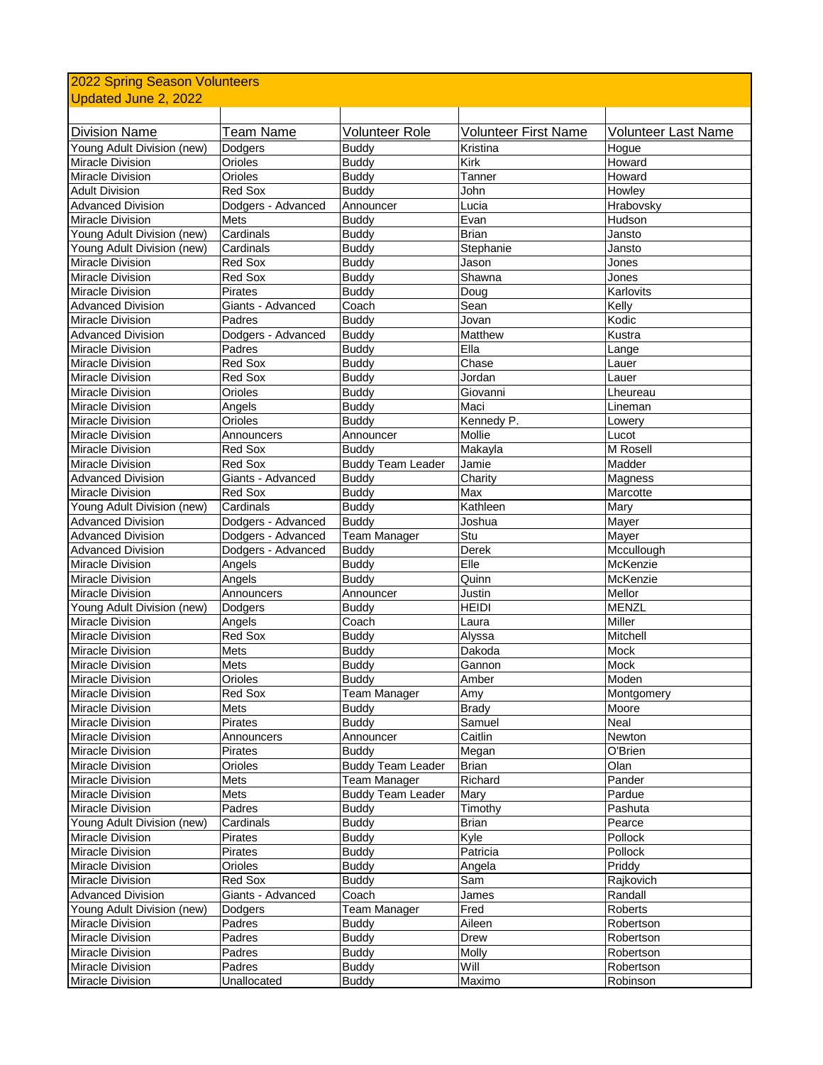2022 Spring Season Volunteers
Updated June 2, 2022

| Division Name | Team Name | Volunteer Role | Volunteer First Name | Volunteer Last Name |
|---|---|---|---|---|
| Young Adult Division (new) | Dodgers | Buddy | Kristina | Hogue |
| Miracle Division | Orioles | Buddy | Kirk | Howard |
| Miracle Division | Orioles | Buddy | Tanner | Howard |
| Adult Division | Red Sox | Buddy | John | Howley |
| Advanced Division | Dodgers - Advanced | Announcer | Lucia | Hrabovsky |
| Miracle Division | Mets | Buddy | Evan | Hudson |
| Young Adult Division (new) | Cardinals | Buddy | Brian | Jansto |
| Young Adult Division (new) | Cardinals | Buddy | Stephanie | Jansto |
| Miracle Division | Red Sox | Buddy | Jason | Jones |
| Miracle Division | Red Sox | Buddy | Shawna | Jones |
| Miracle Division | Pirates | Buddy | Doug | Karlovits |
| Advanced Division | Giants - Advanced | Coach | Sean | Kelly |
| Miracle Division | Padres | Buddy | Jovan | Kodic |
| Advanced Division | Dodgers - Advanced | Buddy | Matthew | Kustra |
| Miracle Division | Padres | Buddy | Ella | Lange |
| Miracle Division | Red Sox | Buddy | Chase | Lauer |
| Miracle Division | Red Sox | Buddy | Jordan | Lauer |
| Miracle Division | Orioles | Buddy | Giovanni | Lheureau |
| Miracle Division | Angels | Buddy | Maci | Lineman |
| Miracle Division | Orioles | Buddy | Kennedy P. | Lowery |
| Miracle Division | Announcers | Announcer | Mollie | Lucot |
| Miracle Division | Red Sox | Buddy | Makayla | M Rosell |
| Miracle Division | Red Sox | Buddy Team Leader | Jamie | Madder |
| Advanced Division | Giants - Advanced | Buddy | Charity | Magness |
| Miracle Division | Red Sox | Buddy | Max | Marcotte |
| Young Adult Division (new) | Cardinals | Buddy | Kathleen | Mary |
| Advanced Division | Dodgers - Advanced | Buddy | Joshua | Mayer |
| Advanced Division | Dodgers - Advanced | Team Manager | Stu | Mayer |
| Advanced Division | Dodgers - Advanced | Buddy | Derek | Mccullough |
| Miracle Division | Angels | Buddy | Elle | McKenzie |
| Miracle Division | Angels | Buddy | Quinn | McKenzie |
| Miracle Division | Announcers | Announcer | Justin | Mellor |
| Young Adult Division (new) | Dodgers | Buddy | HEIDI | MENZL |
| Miracle Division | Angels | Coach | Laura | Miller |
| Miracle Division | Red Sox | Buddy | Alyssa | Mitchell |
| Miracle Division | Mets | Buddy | Dakoda | Mock |
| Miracle Division | Mets | Buddy | Gannon | Mock |
| Miracle Division | Orioles | Buddy | Amber | Moden |
| Miracle Division | Red Sox | Team Manager | Amy | Montgomery |
| Miracle Division | Mets | Buddy | Brady | Moore |
| Miracle Division | Pirates | Buddy | Samuel | Neal |
| Miracle Division | Announcers | Announcer | Caitlin | Newton |
| Miracle Division | Pirates | Buddy | Megan | O'Brien |
| Miracle Division | Orioles | Buddy Team Leader | Brian | Olan |
| Miracle Division | Mets | Team Manager | Richard | Pander |
| Miracle Division | Mets | Buddy Team Leader | Mary | Pardue |
| Miracle Division | Padres | Buddy | Timothy | Pashuta |
| Young Adult Division (new) | Cardinals | Buddy | Brian | Pearce |
| Miracle Division | Pirates | Buddy | Kyle | Pollock |
| Miracle Division | Pirates | Buddy | Patricia | Pollock |
| Miracle Division | Orioles | Buddy | Angela | Priddy |
| Miracle Division | Red Sox | Buddy | Sam | Rajkovich |
| Advanced Division | Giants - Advanced | Coach | James | Randall |
| Young Adult Division (new) | Dodgers | Team Manager | Fred | Roberts |
| Miracle Division | Padres | Buddy | Aileen | Robertson |
| Miracle Division | Padres | Buddy | Drew | Robertson |
| Miracle Division | Padres | Buddy | Molly | Robertson |
| Miracle Division | Padres | Buddy | Will | Robertson |
| Miracle Division | Unallocated | Buddy | Maximo | Robinson |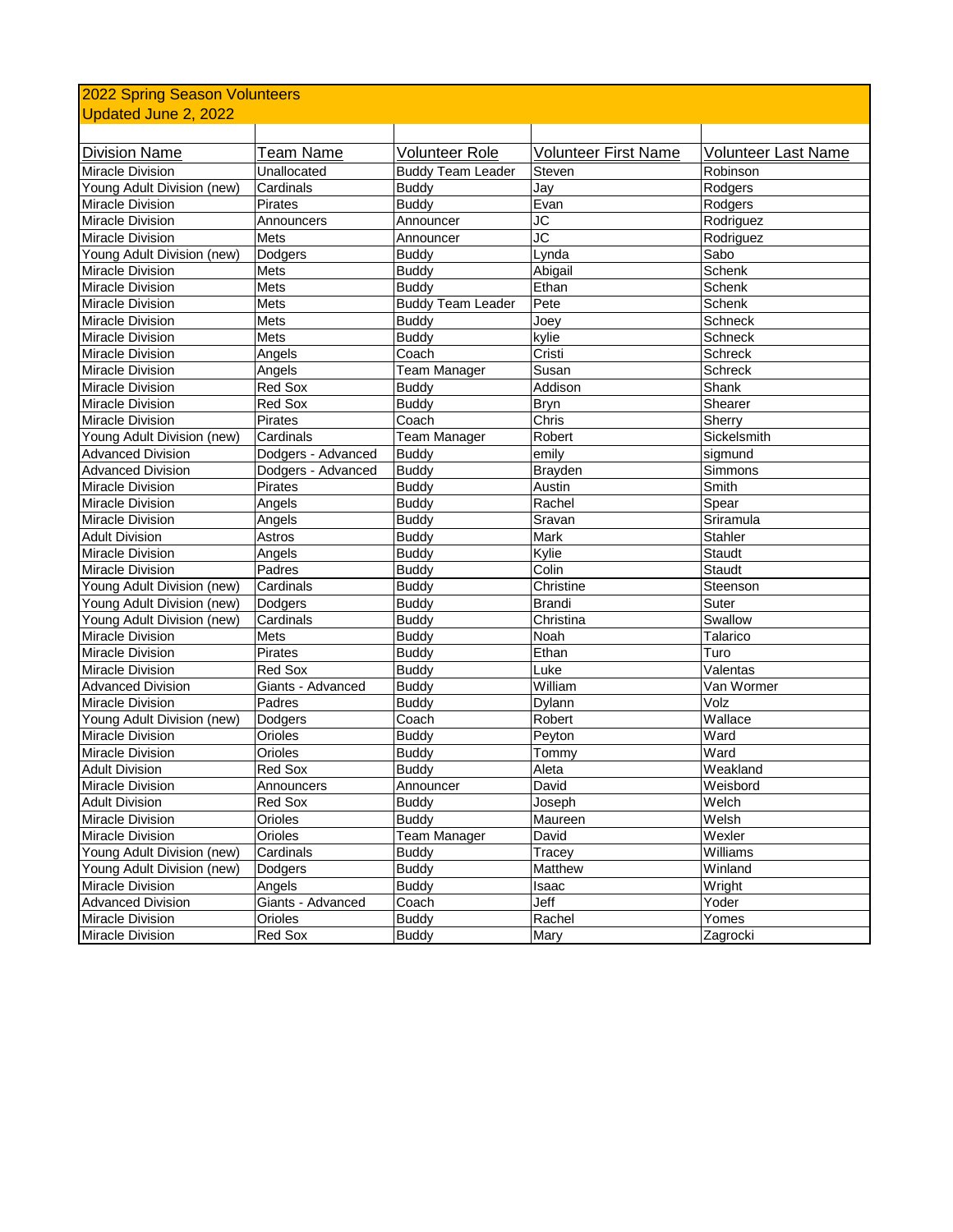2022 Spring Season Volunteers
Updated June 2, 2022

| Division Name | Team Name | Volunteer Role | Volunteer First Name | Volunteer Last Name |
|---|---|---|---|---|
| Miracle Division | Unallocated | Buddy Team Leader | Steven | Robinson |
| Young Adult Division (new) | Cardinals | Buddy | Jay | Rodgers |
| Miracle Division | Pirates | Buddy | Evan | Rodgers |
| Miracle Division | Announcers | Announcer | JC | Rodriguez |
| Miracle Division | Mets | Announcer | JC | Rodriguez |
| Young Adult Division (new) | Dodgers | Buddy | Lynda | Sabo |
| Miracle Division | Mets | Buddy | Abigail | Schenk |
| Miracle Division | Mets | Buddy | Ethan | Schenk |
| Miracle Division | Mets | Buddy Team Leader | Pete | Schenk |
| Miracle Division | Mets | Buddy | Joey | Schneck |
| Miracle Division | Mets | Buddy | kylie | Schneck |
| Miracle Division | Angels | Coach | Cristi | Schreck |
| Miracle Division | Angels | Team Manager | Susan | Schreck |
| Miracle Division | Red Sox | Buddy | Addison | Shank |
| Miracle Division | Red Sox | Buddy | Bryn | Shearer |
| Miracle Division | Pirates | Coach | Chris | Sherry |
| Young Adult Division (new) | Cardinals | Team Manager | Robert | Sickelsmith |
| Advanced Division | Dodgers - Advanced | Buddy | emily | sigmund |
| Advanced Division | Dodgers - Advanced | Buddy | Brayden | Simmons |
| Miracle Division | Pirates | Buddy | Austin | Smith |
| Miracle Division | Angels | Buddy | Rachel | Spear |
| Miracle Division | Angels | Buddy | Sravan | Sriramula |
| Adult Division | Astros | Buddy | Mark | Stahler |
| Miracle Division | Angels | Buddy | Kylie | Staudt |
| Miracle Division | Padres | Buddy | Colin | Staudt |
| Young Adult Division (new) | Cardinals | Buddy | Christine | Steenson |
| Young Adult Division (new) | Dodgers | Buddy | Brandi | Suter |
| Young Adult Division (new) | Cardinals | Buddy | Christina | Swallow |
| Miracle Division | Mets | Buddy | Noah | Talarico |
| Miracle Division | Pirates | Buddy | Ethan | Turo |
| Miracle Division | Red Sox | Buddy | Luke | Valentas |
| Advanced Division | Giants - Advanced | Buddy | William | Van Wormer |
| Miracle Division | Padres | Buddy | Dylann | Volz |
| Young Adult Division (new) | Dodgers | Coach | Robert | Wallace |
| Miracle Division | Orioles | Buddy | Peyton | Ward |
| Miracle Division | Orioles | Buddy | Tommy | Ward |
| Adult Division | Red Sox | Buddy | Aleta | Weakland |
| Miracle Division | Announcers | Announcer | David | Weisbord |
| Adult Division | Red Sox | Buddy | Joseph | Welch |
| Miracle Division | Orioles | Buddy | Maureen | Welsh |
| Miracle Division | Orioles | Team Manager | David | Wexler |
| Young Adult Division (new) | Cardinals | Buddy | Tracey | Williams |
| Young Adult Division (new) | Dodgers | Buddy | Matthew | Winland |
| Miracle Division | Angels | Buddy | Isaac | Wright |
| Advanced Division | Giants - Advanced | Coach | Jeff | Yoder |
| Miracle Division | Orioles | Buddy | Rachel | Yomes |
| Miracle Division | Red Sox | Buddy | Mary | Zagrocki |